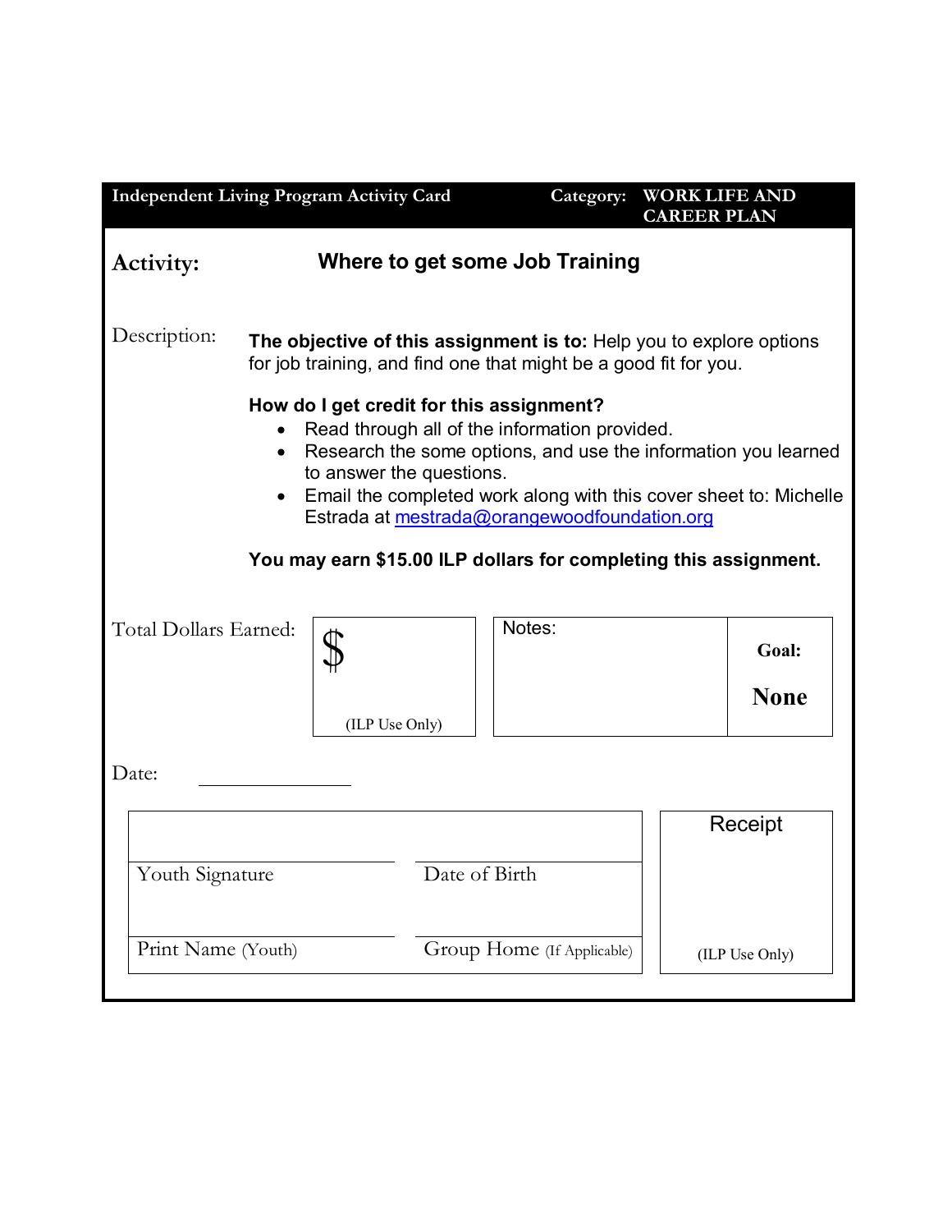**Independent Living Program Activity Card** | **Category: WORK LIFE AND CAREER PLAN**

**Activity:** **Where to get some Job Training**

Description:

**The objective of this assignment is to:** Help you to explore options for job training, and find one that might be a good fit for you.

**How do I get credit for this assignment?**

- Read through all of the information provided.
- Research the some options, and use the information you learned to answer the questions.
- Email the completed work along with this cover sheet to: Michelle Estrada at mestrada@orangewoodfoundation.org

**You may earn $15.00 ILP dollars for completing this assignment.**

| | | | |
|---|---|---|---|
| Total Dollars Earned: | $ (ILP Use Only) | Notes: | **Goal: None** |

Date: ______________

| | | |
|---|---|---|
| Youth Signature | Date of Birth | Receipt |
| Print Name (Youth) | Group Home (If Applicable) | (ILP Use Only) |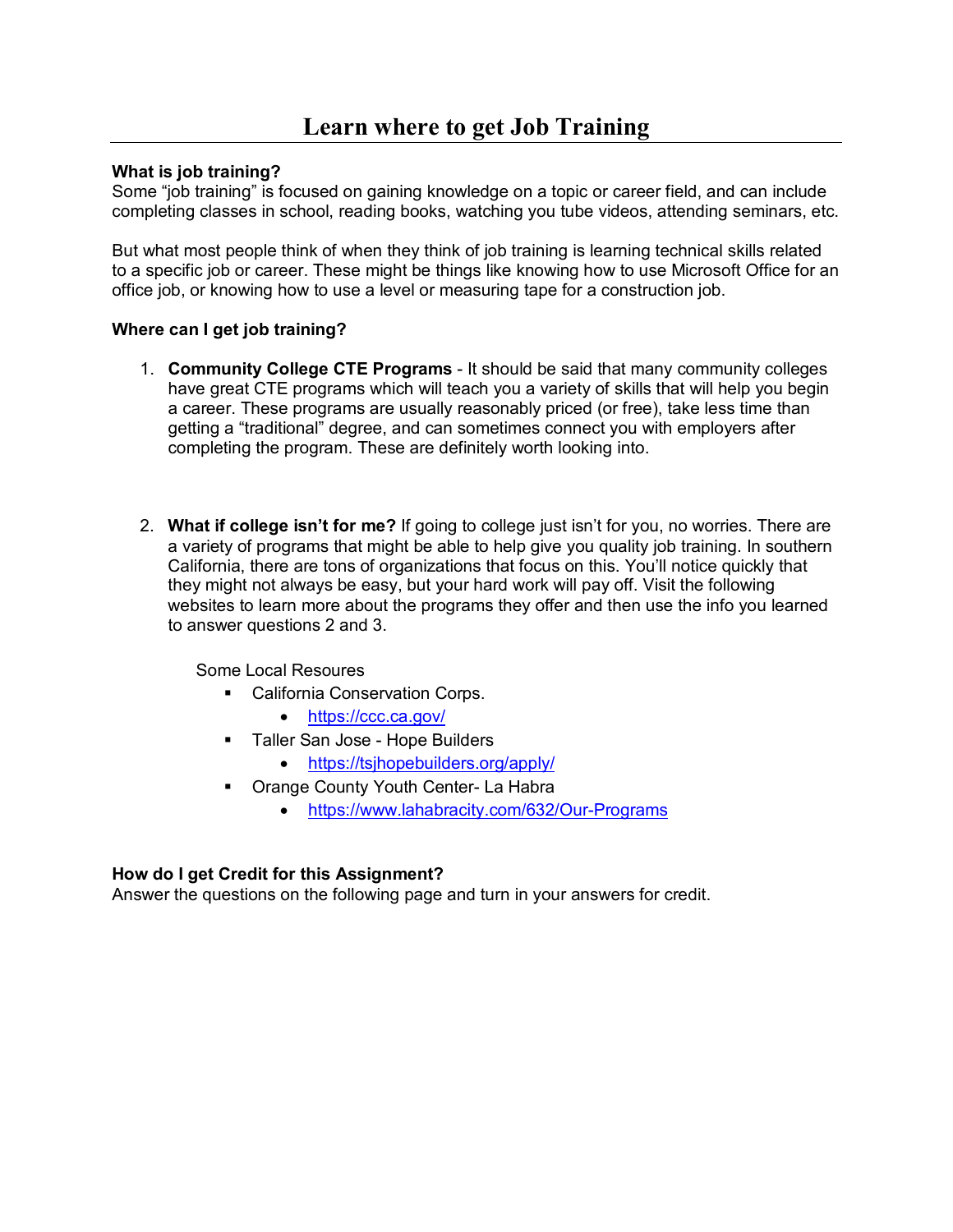# Learn where to get Job Training

**What is job training?**
Some "job training" is focused on gaining knowledge on a topic or career field, and can include completing classes in school, reading books, watching you tube videos, attending seminars, etc.

But what most people think of when they think of job training is learning technical skills related to a specific job or career. These might be things like knowing how to use Microsoft Office for an office job, or knowing how to use a level or measuring tape for a construction job.

**Where can I get job training?**

1. **Community College CTE Programs** - It should be said that many community colleges have great CTE programs which will teach you a variety of skills that will help you begin a career. These programs are usually reasonably priced (or free), take less time than getting a "traditional" degree, and can sometimes connect you with employers after completing the program. These are definitely worth looking into.

2. **What if college isn't for me?** If going to college just isn't for you, no worries. There are a variety of programs that might be able to help give you quality job training. In southern California, there are tons of organizations that focus on this. You'll notice quickly that they might not always be easy, but your hard work will pay off. Visit the following websites to learn more about the programs they offer and then use the info you learned to answer questions 2 and 3.

   Some Local Resoures
   - California Conservation Corps.
     - https://ccc.ca.gov/
   - Taller San Jose - Hope Builders
     - https://tsjhopebuilders.org/apply/
   - Orange County Youth Center- La Habra
     - https://www.lahabracity.com/632/Our-Programs

**How do I get Credit for this Assignment?**
Answer the questions on the following page and turn in your answers for credit.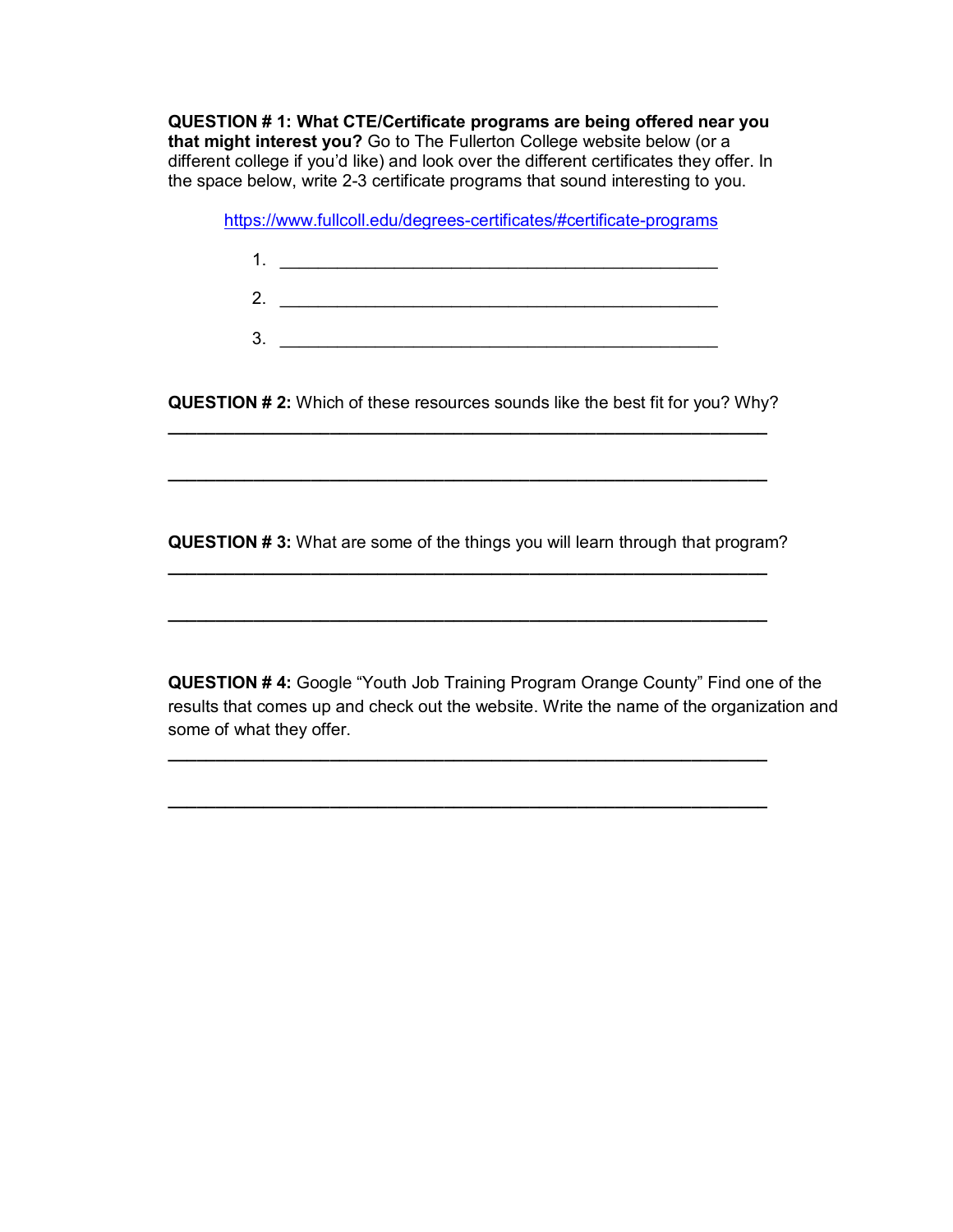**QUESTION # 1: What CTE/Certificate programs are being offered near you that might interest you?** Go to The Fullerton College website below (or a different college if you'd like) and look over the different certificates they offer. In the space below, write 2-3 certificate programs that sound interesting to you.

https://www.fullcoll.edu/degrees-certificates/#certificate-programs

1. ____________________________________________
2. ____________________________________________
3. ____________________________________________

**QUESTION # 2:** Which of these resources sounds like the best fit for you? Why?

____________________________________________________________

____________________________________________________________

**QUESTION # 3:** What are some of the things you will learn through that program?

____________________________________________________________

____________________________________________________________

**QUESTION # 4:** Google "Youth Job Training Program Orange County" Find one of the results that comes up and check out the website. Write the name of the organization and some of what they offer.

____________________________________________________________

____________________________________________________________